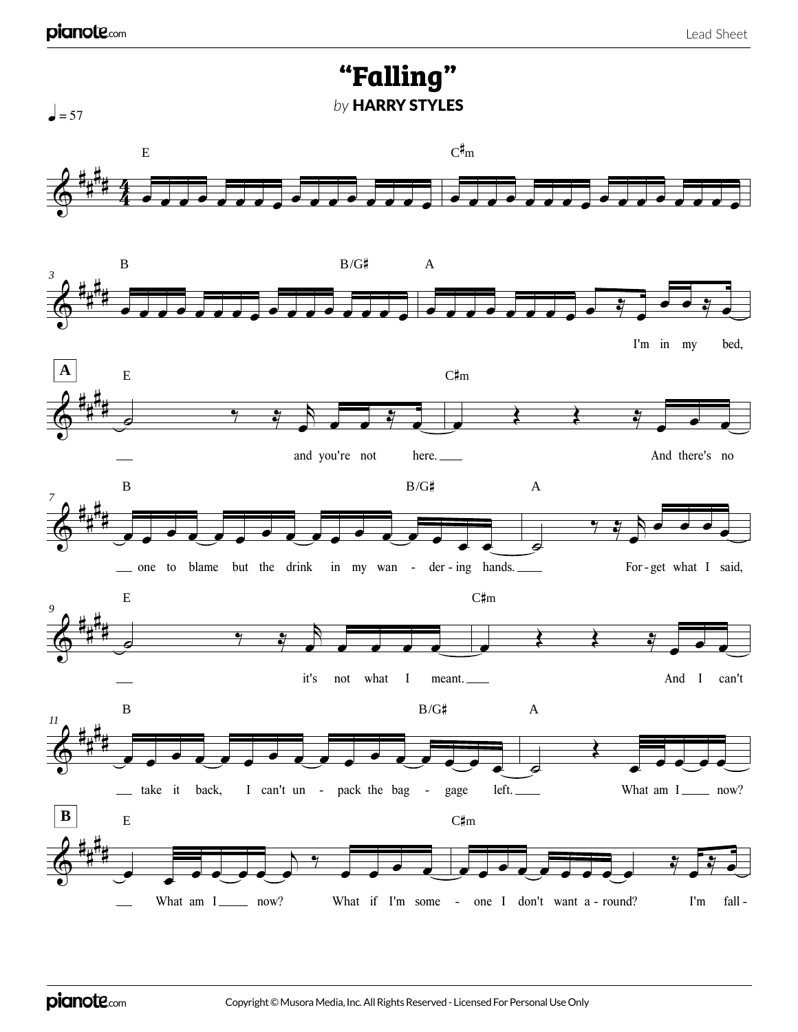# "Falling"

*by* **HARRY STYLES**

♩ = 57

E C♯m

B B/G♯ A

I'm in my bed,

**A**

E C♯m

and you're not here. And there's no

B B/G♯ A

one to blame but the drink in my wan - der - ing hands. For - get what I said,

E C♯m

it's not what I meant. And I can't

B B/G♯ A

take it back, I can't un - pack the bag - gage left. What am I now?

**B**

E C♯m

What am I now? What if I'm some - one I don't want a - round? I'm fall -

Copyright © Musora Media, Inc. All Rights Reserved - Licensed For Personal Use Only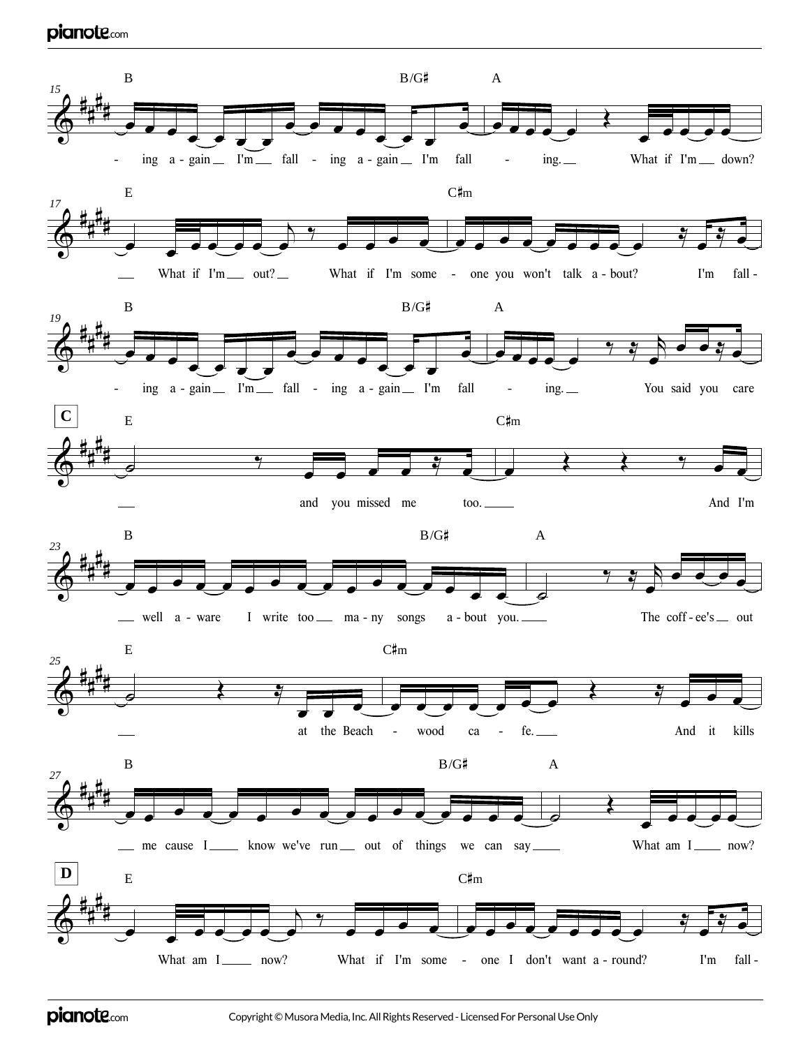**15**
B — B/G♯ — A

-ing a-gain I'm fall-ing a-gain I'm fall-ing. What if I'm down?

**17**
E — C♯m

What if I'm out? What if I'm some-one you won't talk a-bout? I'm fall-

**19**
B — B/G♯ — A

-ing a-gain I'm fall-ing a-gain I'm fall-ing. You said you care

**C**

E — C♯m

and you missed me too. And I'm

**23**
B — B/G♯ — A

well a-ware I write too ma-ny songs a-bout you. The coff-ee's out

**25**
E — C♯m

at the Beach-wood ca-fe. And it kills

**27**
B — B/G♯ — A

me cause I know we've run out of things we can say What am I now?

**D**

E — C♯m

What am I now? What if I'm some-one I don't want a-round? I'm fall-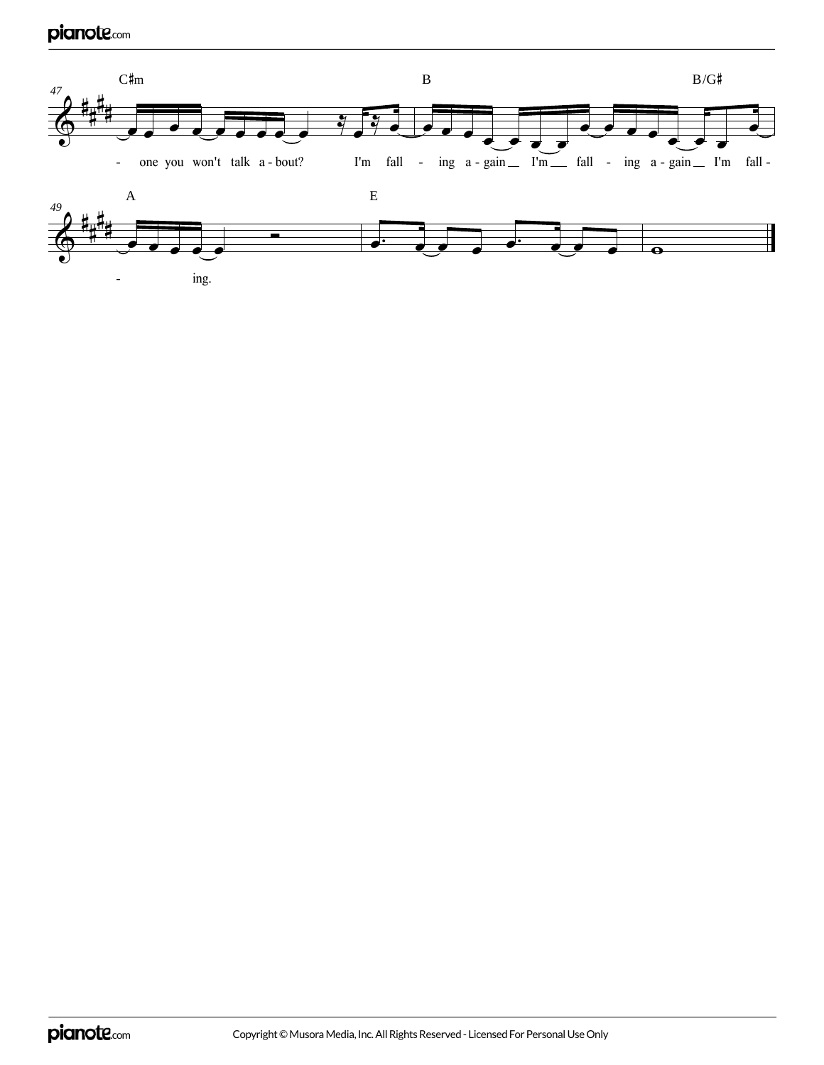47

C♯m B B/G♯

- one you won't talk a - bout? I'm fall - ing a - gain I'm fall - ing a - gain I'm fall -

49

A E

- ing.